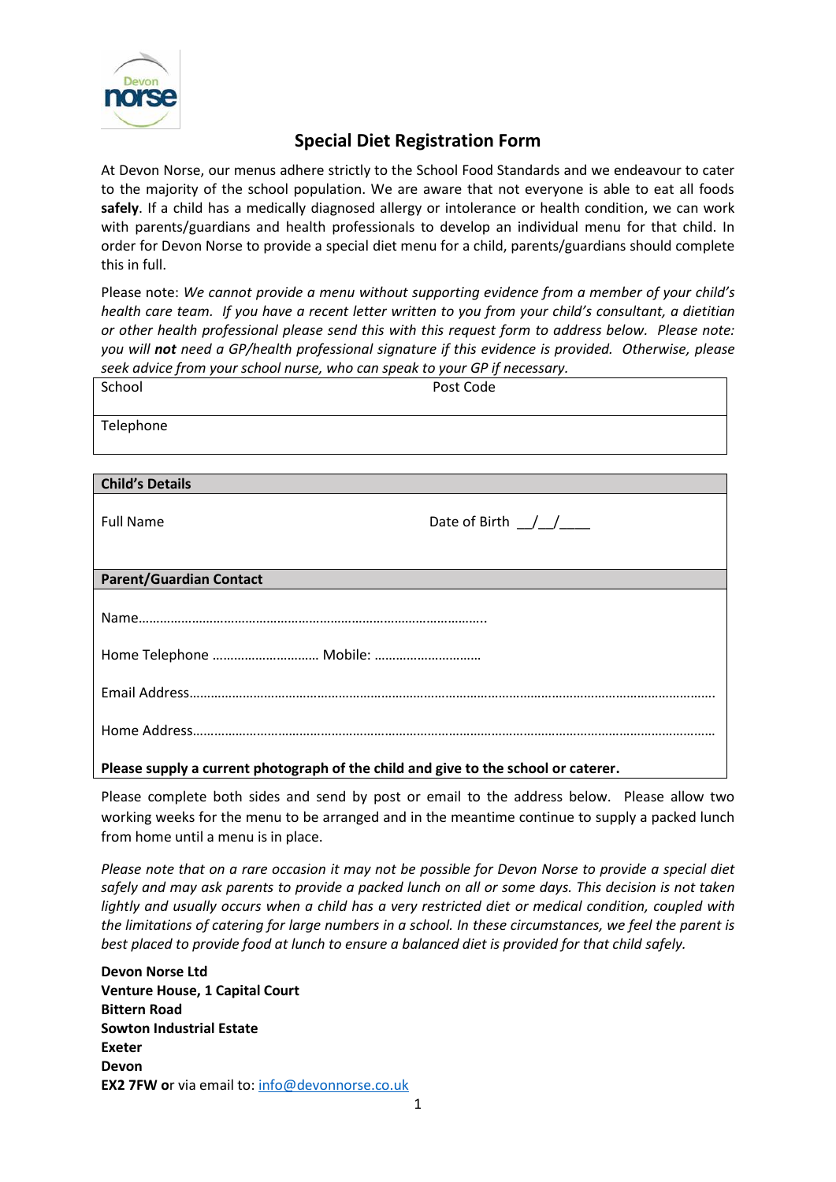# Special Diet Registration Form

At Devon Norse, our menus adhere strictly to the School Food Standards and we endeavour to cater to the majority of the school population. We are aware that not everyone is able to eat all foods **safely**. If a child has a medically diagnosed allergy or intolerance or health condition, we can work with parents/guardians and health professionals to develop an individual menu for that child. In order for Devon Norse to provide a special diet menu for a child, parents/guardians should complete this in full.

Please note: *We cannot provide a menu without supporting evidence from a member of your child's health care team. If you have a recent letter written to you from your child's consultant, a dietitian or other health professional please send this with this request form to address below. Please note: you will **not** need a GP/health professional signature if this evidence is provided. Otherwise, please seek advice from your school nurse, who can speak to your GP if necessary.*

| School | Post Code |
|---|---|
| Telephone | |

| **Child's Details** | |
|---|---|
| Full Name | Date of Birth \_\_/\_\_/\_\_\_\_ |
| **Parent/Guardian Contact** | |
| Name……………………………………………………………………………………….. | |
| Home Telephone ………………………… Mobile: ………………………… | |
| Email Address………………………………………………………………………………………………………………………… | |
| Home Address………………………………………………………………………………………………………………………… | |
| **Please supply a current photograph of the child and give to the school or caterer.** | |

Please complete both sides and send by post or email to the address below. Please allow two working weeks for the menu to be arranged and in the meantime continue to supply a packed lunch from home until a menu is in place.

*Please note that on a rare occasion it may not be possible for Devon Norse to provide a special diet safely and may ask parents to provide a packed lunch on all or some days. This decision is not taken lightly and usually occurs when a child has a very restricted diet or medical condition, coupled with the limitations of catering for large numbers in a school. In these circumstances, we feel the parent is best placed to provide food at lunch to ensure a balanced diet is provided for that child safely.*

**Devon Norse Ltd**
**Venture House, 1 Capital Court**
**Bittern Road**
**Sowton Industrial Estate**
**Exeter**
**Devon**
**EX2 7FW or** via email to: info@devonnorse.co.uk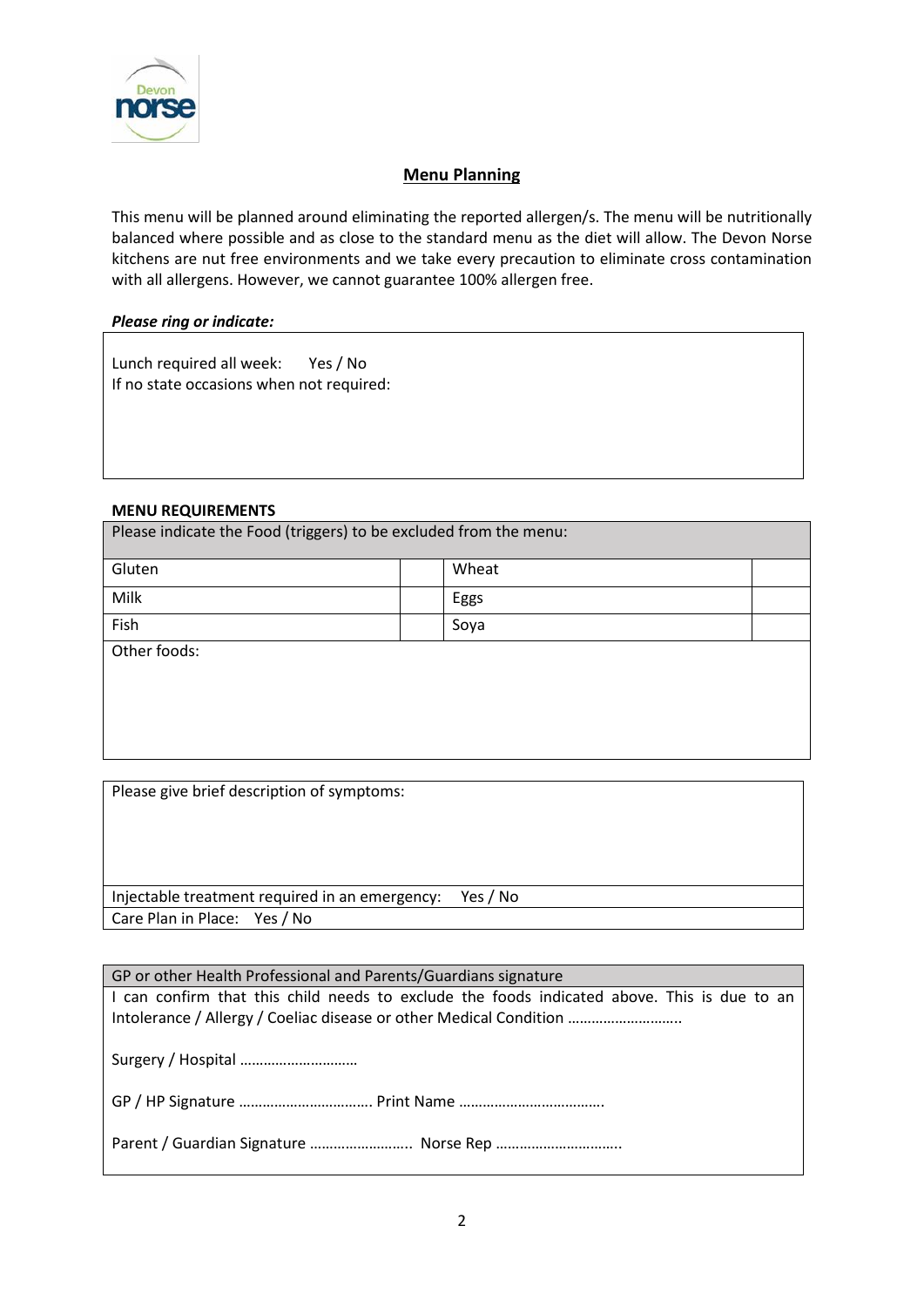## Menu Planning

This menu will be planned around eliminating the reported allergen/s. The menu will be nutritionally balanced where possible and as close to the standard menu as the diet will allow. The Devon Norse kitchens are nut free environments and we take every precaution to eliminate cross contamination with all allergens. However, we cannot guarantee 100% allergen free.

***Please ring or indicate:***

Lunch required all week: Yes / No
If no state occasions when not required:

**MENU REQUIREMENTS**

| Please indicate the Food (triggers) to be excluded from the menu: | | | |
|---|---|---|---|
| Gluten | | Wheat | |
| Milk | | Eggs | |
| Fish | | Soya | |
| Other foods: | | | |

Please give brief description of symptoms:

Injectable treatment required in an emergency: Yes / No

Care Plan in Place: Yes / No

**GP or other Health Professional and Parents/Guardians signature**

I can confirm that this child needs to exclude the foods indicated above. This is due to an Intolerance / Allergy / Coeliac disease or other Medical Condition ………………………..

Surgery / Hospital …………………………

GP / HP Signature ……………………………. Print Name ……………………………….

Parent / Guardian Signature …………………….. Norse Rep …………………………..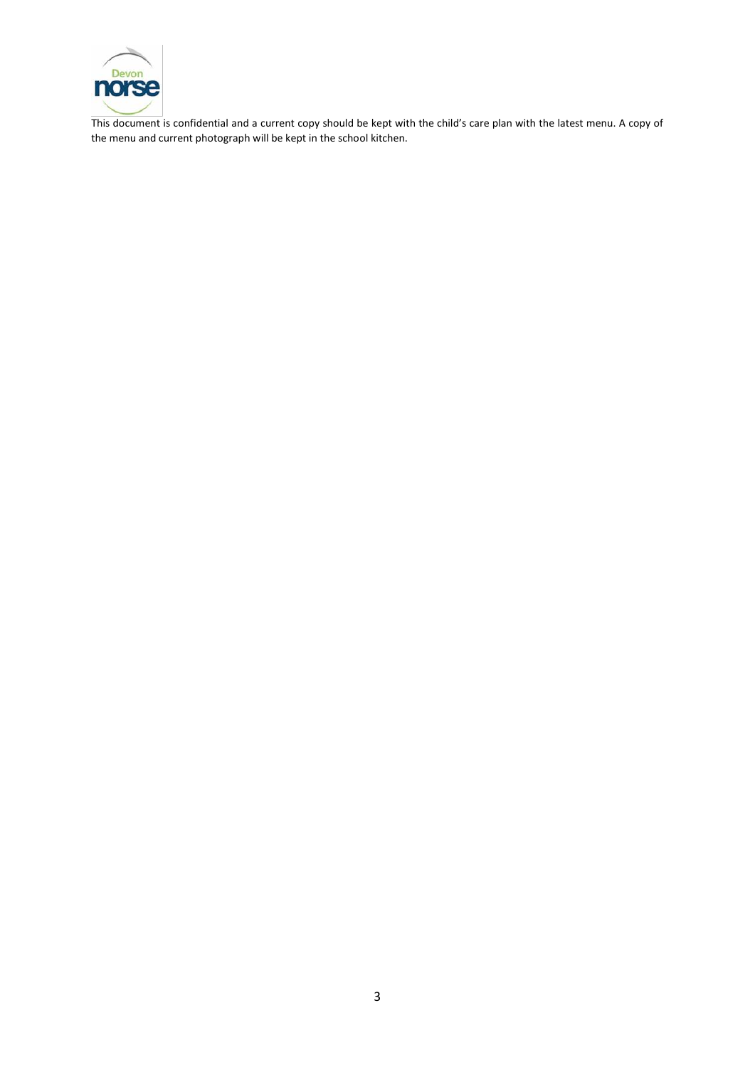This document is confidential and a current copy should be kept with the child's care plan with the latest menu. A copy of the menu and current photograph will be kept in the school kitchen.